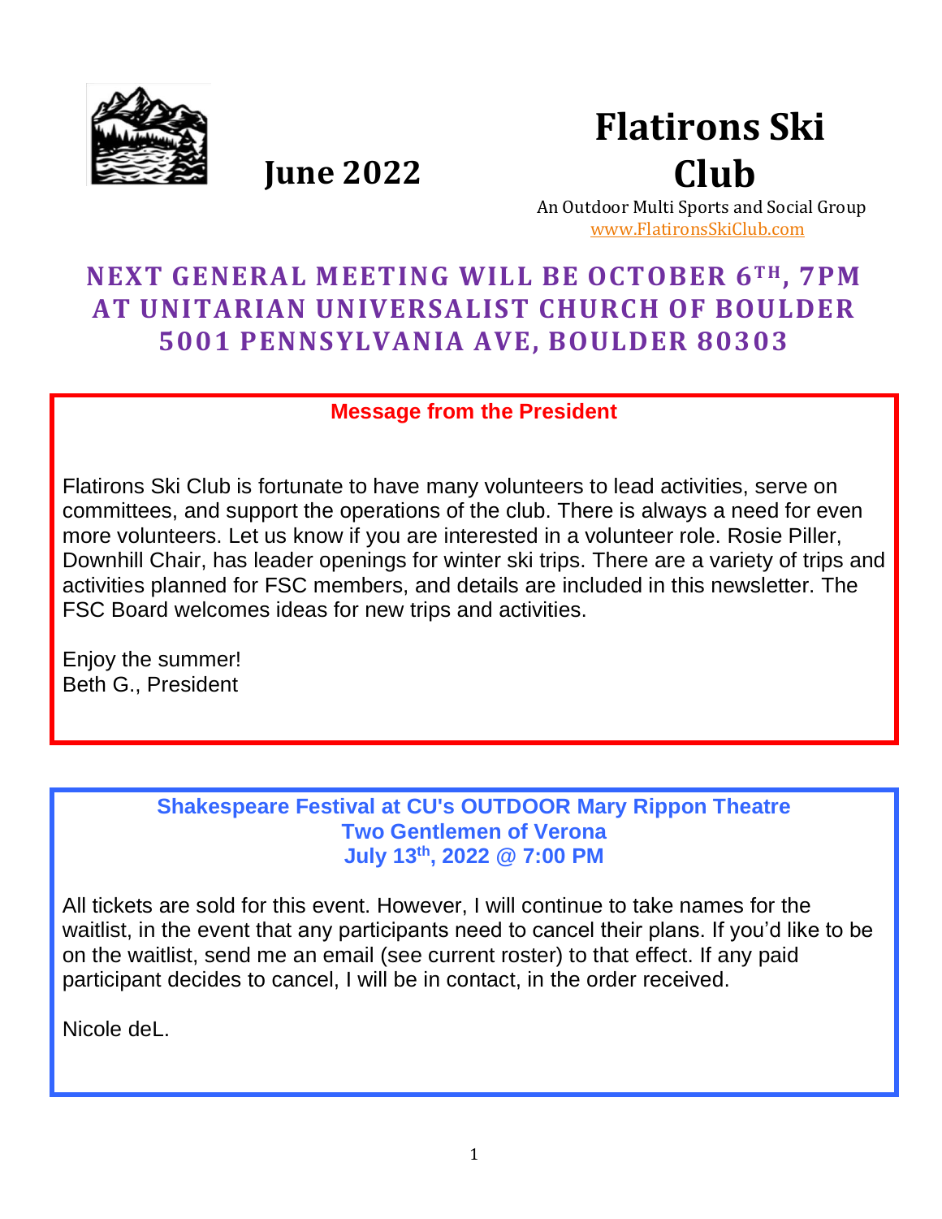# Flatirons Ski Club

**June 2022**

An Outdoor Multi Sports and Social Group
www.FlatironsSkiClub.com

## NEXT GENERAL MEETING WILL BE OCTOBER 6TH, 7PM AT UNITARIAN UNIVERSALIST CHURCH OF BOULDER 5001 PENNSYLVANIA AVE, BOULDER 80303

### Message from the President

Flatirons Ski Club is fortunate to have many volunteers to lead activities, serve on committees, and support the operations of the club. There is always a need for even more volunteers. Let us know if you are interested in a volunteer role. Rosie Piller, Downhill Chair, has leader openings for winter ski trips. There are a variety of trips and activities planned for FSC members, and details are included in this newsletter. The FSC Board welcomes ideas for new trips and activities.

Enjoy the summer!
Beth G., President

### Shakespeare Festival at CU's OUTDOOR Mary Rippon Theatre
### Two Gentlemen of Verona
### July 13th, 2022 @ 7:00 PM

All tickets are sold for this event. However, I will continue to take names for the waitlist, in the event that any participants need to cancel their plans. If you'd like to be on the waitlist, send me an email (see current roster) to that effect. If any paid participant decides to cancel, I will be in contact, in the order received.

Nicole deL.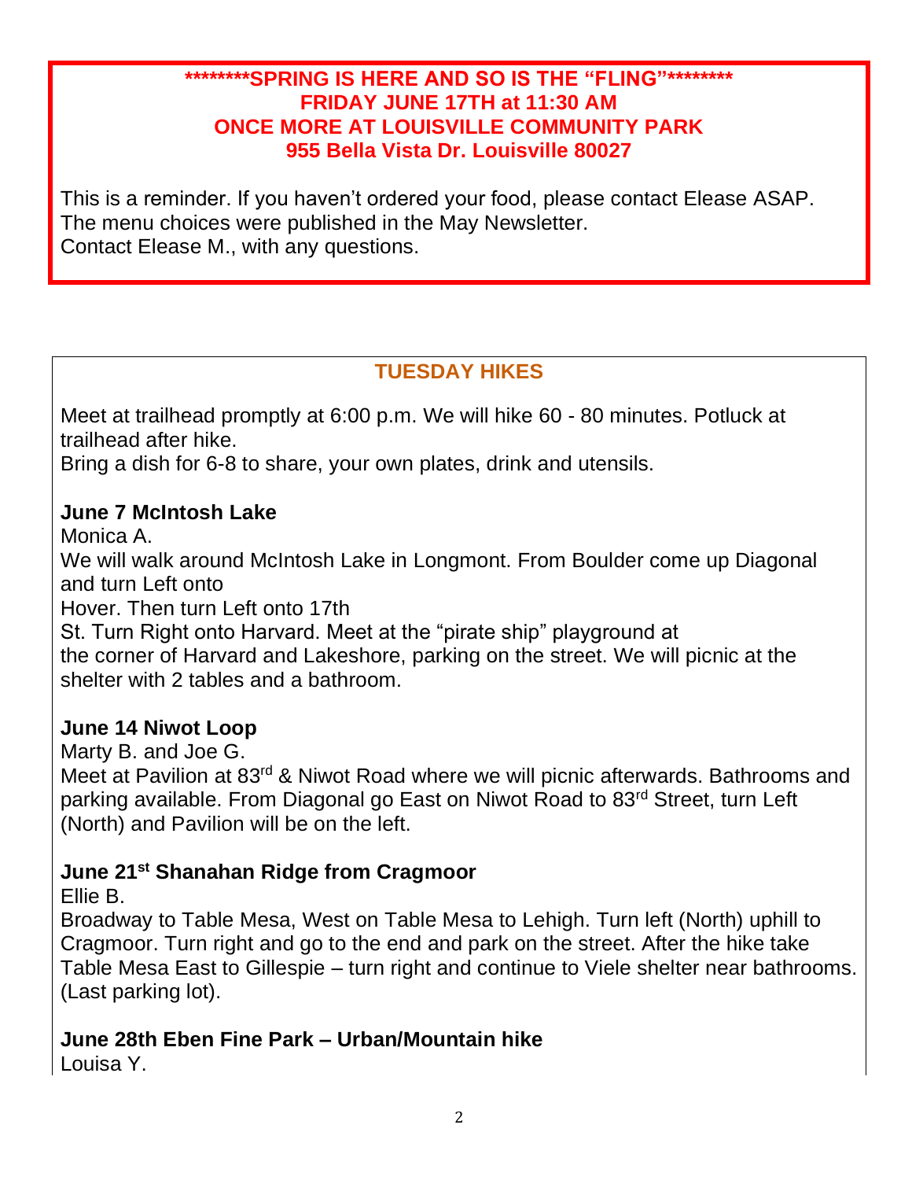**\*\*\*\*\*\*\*\*SPRING IS HERE AND SO IS THE "FLING"\*\*\*\*\*\*\*\***
**FRIDAY JUNE 17TH at 11:30 AM**
**ONCE MORE AT LOUISVILLE COMMUNITY PARK**
**955 Bella Vista Dr. Louisville 80027**

This is a reminder. If you haven't ordered your food, please contact Elease ASAP. The menu choices were published in the May Newsletter.
Contact Elease M., with any questions.

## TUESDAY HIKES

Meet at trailhead promptly at 6:00 p.m. We will hike 60 - 80 minutes. Potluck at trailhead after hike.
Bring a dish for 6-8 to share, your own plates, drink and utensils.

**June 7 McIntosh Lake**
Monica A.
We will walk around McIntosh Lake in Longmont. From Boulder come up Diagonal and turn Left onto Hover. Then turn Left onto 17th St. Turn Right onto Harvard. Meet at the "pirate ship" playground at the corner of Harvard and Lakeshore, parking on the street. We will picnic at the shelter with 2 tables and a bathroom.

**June 14 Niwot Loop**
Marty B. and Joe G.
Meet at Pavilion at 83rd & Niwot Road where we will picnic afterwards. Bathrooms and parking available. From Diagonal go East on Niwot Road to 83rd Street, turn Left (North) and Pavilion will be on the left.

**June 21st Shanahan Ridge from Cragmoor**
Ellie B.
Broadway to Table Mesa, West on Table Mesa to Lehigh. Turn left (North) uphill to Cragmoor. Turn right and go to the end and park on the street. After the hike take Table Mesa East to Gillespie – turn right and continue to Viele shelter near bathrooms. (Last parking lot).

**June 28th Eben Fine Park – Urban/Mountain hike**
Louisa Y.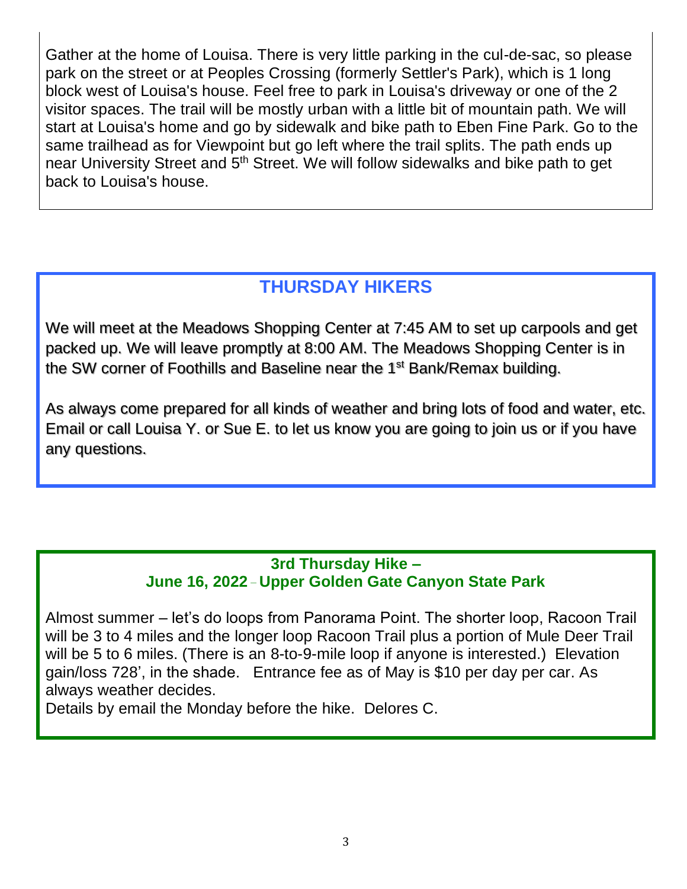Gather at the home of Louisa. There is very little parking in the cul-de-sac, so please park on the street or at Peoples Crossing (formerly Settler's Park), which is 1 long block west of Louisa's house. Feel free to park in Louisa's driveway or one of the 2 visitor spaces. The trail will be mostly urban with a little bit of mountain path. We will start at Louisa's home and go by sidewalk and bike path to Eben Fine Park. Go to the same trailhead as for Viewpoint but go left where the trail splits. The path ends up near University Street and 5th Street. We will follow sidewalks and bike path to get back to Louisa's house.

## THURSDAY HIKERS

We will meet at the Meadows Shopping Center at 7:45 AM to set up carpools and get packed up. We will leave promptly at 8:00 AM. The Meadows Shopping Center is in the SW corner of Foothills and Baseline near the 1st Bank/Remax building.

As always come prepared for all kinds of weather and bring lots of food and water, etc. Email or call Louisa Y. or Sue E. to let us know you are going to join us or if you have any questions.

### 3rd Thursday Hike – June 16, 2022 – Upper Golden Gate Canyon State Park

Almost summer – let's do loops from Panorama Point. The shorter loop, Racoon Trail will be 3 to 4 miles and the longer loop Racoon Trail plus a portion of Mule Deer Trail will be 5 to 6 miles. (There is an 8-to-9-mile loop if anyone is interested.) Elevation gain/loss 728', in the shade. Entrance fee as of May is $10 per day per car. As always weather decides.

Details by email the Monday before the hike. Delores C.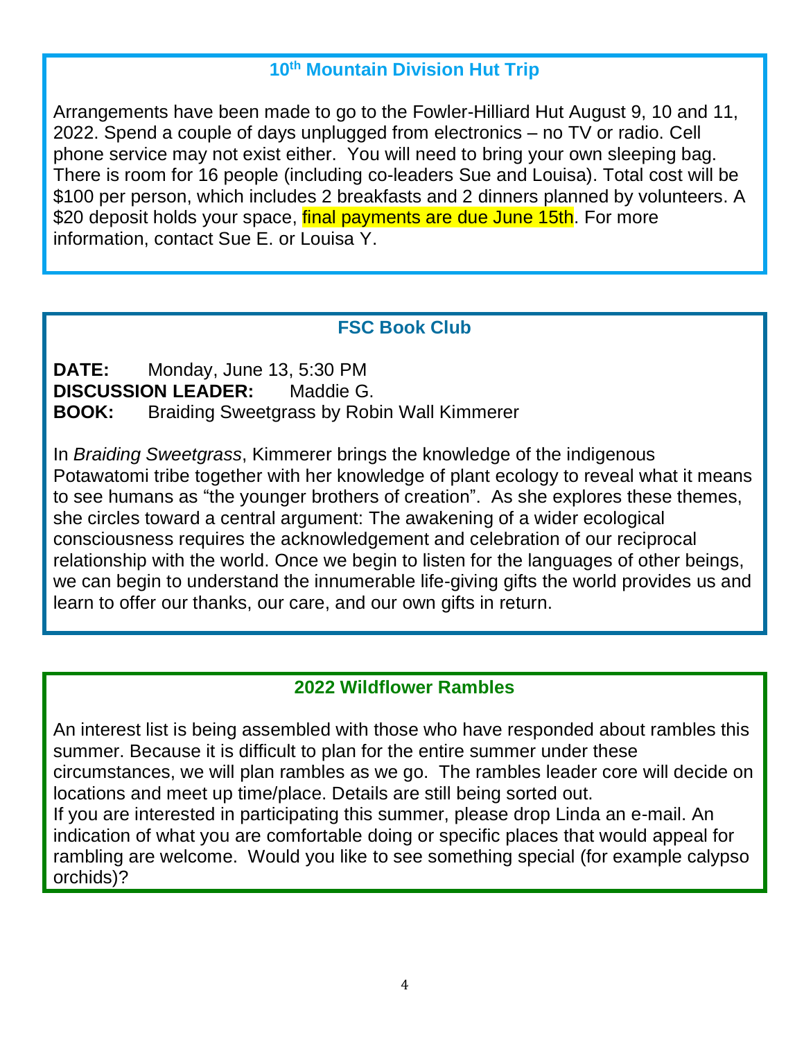## 10th Mountain Division Hut Trip

Arrangements have been made to go to the Fowler-Hilliard Hut August 9, 10 and 11, 2022. Spend a couple of days unplugged from electronics – no TV or radio. Cell phone service may not exist either. You will need to bring your own sleeping bag. There is room for 16 people (including co-leaders Sue and Louisa). Total cost will be $100 per person, which includes 2 breakfasts and 2 dinners planned by volunteers. A $20 deposit holds your space, final payments are due June 15th. For more information, contact Sue E. or Louisa Y.

## FSC Book Club

**DATE:** Monday, June 13, 5:30 PM
**DISCUSSION LEADER:** Maddie G.
**BOOK:** Braiding Sweetgrass by Robin Wall Kimmerer

In *Braiding Sweetgrass*, Kimmerer brings the knowledge of the indigenous Potawatomi tribe together with her knowledge of plant ecology to reveal what it means to see humans as "the younger brothers of creation". As she explores these themes, she circles toward a central argument: The awakening of a wider ecological consciousness requires the acknowledgement and celebration of our reciprocal relationship with the world. Once we begin to listen for the languages of other beings, we can begin to understand the innumerable life-giving gifts the world provides us and learn to offer our thanks, our care, and our own gifts in return.

## 2022 Wildflower Rambles

An interest list is being assembled with those who have responded about rambles this summer. Because it is difficult to plan for the entire summer under these circumstances, we will plan rambles as we go. The rambles leader core will decide on locations and meet up time/place. Details are still being sorted out.
If you are interested in participating this summer, please drop Linda an e-mail. An indication of what you are comfortable doing or specific places that would appeal for rambling are welcome. Would you like to see something special (for example calypso orchids)?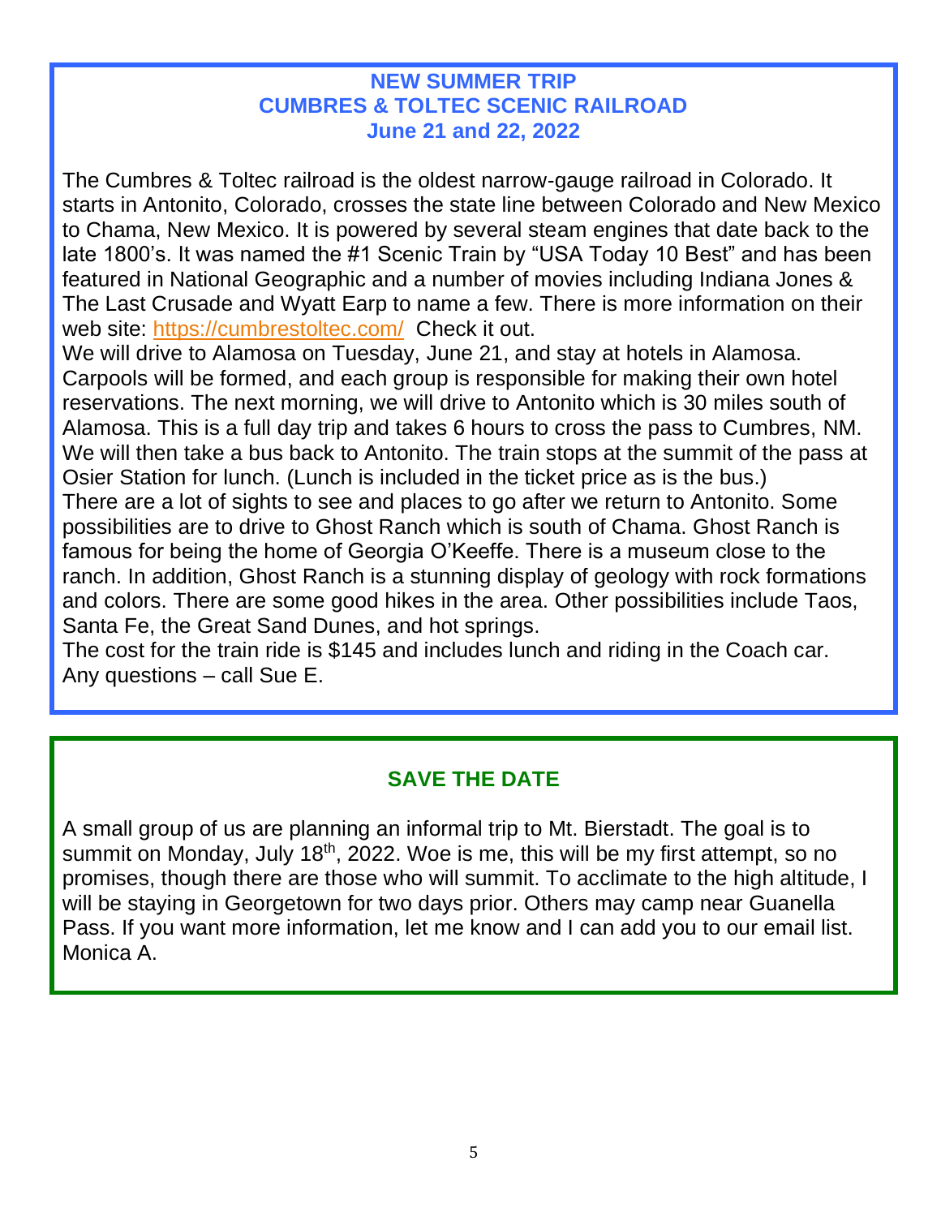## NEW SUMMER TRIP
## CUMBRES & TOLTEC SCENIC RAILROAD
## June 21 and 22, 2022

The Cumbres & Toltec railroad is the oldest narrow-gauge railroad in Colorado. It starts in Antonito, Colorado, crosses the state line between Colorado and New Mexico to Chama, New Mexico. It is powered by several steam engines that date back to the late 1800's. It was named the #1 Scenic Train by "USA Today 10 Best" and has been featured in National Geographic and a number of movies including Indiana Jones & The Last Crusade and Wyatt Earp to name a few. There is more information on their web site: https://cumbrestoltec.com/ Check it out.

We will drive to Alamosa on Tuesday, June 21, and stay at hotels in Alamosa. Carpools will be formed, and each group is responsible for making their own hotel reservations. The next morning, we will drive to Antonito which is 30 miles south of Alamosa. This is a full day trip and takes 6 hours to cross the pass to Cumbres, NM. We will then take a bus back to Antonito. The train stops at the summit of the pass at Osier Station for lunch. (Lunch is included in the ticket price as is the bus.)

There are a lot of sights to see and places to go after we return to Antonito. Some possibilities are to drive to Ghost Ranch which is south of Chama. Ghost Ranch is famous for being the home of Georgia O'Keeffe. There is a museum close to the ranch. In addition, Ghost Ranch is a stunning display of geology with rock formations and colors. There are some good hikes in the area. Other possibilities include Taos, Santa Fe, the Great Sand Dunes, and hot springs.

The cost for the train ride is $145 and includes lunch and riding in the Coach car. Any questions – call Sue E.

## SAVE THE DATE

A small group of us are planning an informal trip to Mt. Bierstadt. The goal is to summit on Monday, July 18th, 2022. Woe is me, this will be my first attempt, so no promises, though there are those who will summit. To acclimate to the high altitude, I will be staying in Georgetown for two days prior. Others may camp near Guanella Pass. If you want more information, let me know and I can add you to our email list. Monica A.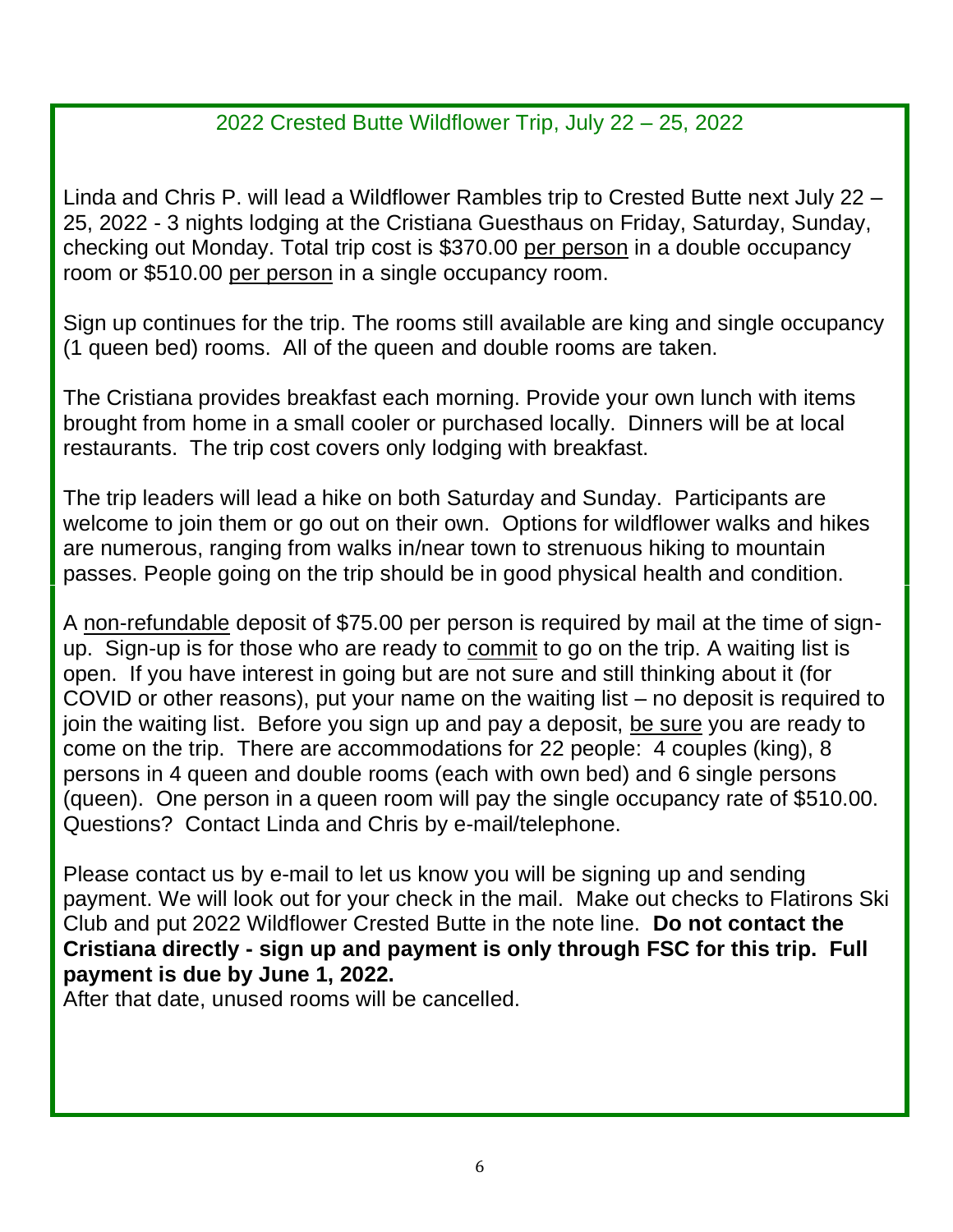## 2022 Crested Butte Wildflower Trip, July 22 – 25, 2022

Linda and Chris P. will lead a Wildflower Rambles trip to Crested Butte next July 22 – 25, 2022 - 3 nights lodging at the Cristiana Guesthaus on Friday, Saturday, Sunday, checking out Monday. Total trip cost is $370.00 <u>per person</u> in a double occupancy room or $510.00 <u>per person</u> in a single occupancy room.

Sign up continues for the trip. The rooms still available are king and single occupancy (1 queen bed) rooms. All of the queen and double rooms are taken.

The Cristiana provides breakfast each morning. Provide your own lunch with items brought from home in a small cooler or purchased locally. Dinners will be at local restaurants. The trip cost covers only lodging with breakfast.

The trip leaders will lead a hike on both Saturday and Sunday. Participants are welcome to join them or go out on their own. Options for wildflower walks and hikes are numerous, ranging from walks in/near town to strenuous hiking to mountain passes. People going on the trip should be in good physical health and condition.

A <u>non-refundable</u> deposit of $75.00 per person is required by mail at the time of sign-up. Sign-up is for those who are ready to <u>commit</u> to go on the trip. A waiting list is open. If you have interest in going but are not sure and still thinking about it (for COVID or other reasons), put your name on the waiting list – no deposit is required to join the waiting list. Before you sign up and pay a deposit, <u>be sure</u> you are ready to come on the trip. There are accommodations for 22 people: 4 couples (king), 8 persons in 4 queen and double rooms (each with own bed) and 6 single persons (queen). One person in a queen room will pay the single occupancy rate of $510.00. Questions? Contact Linda and Chris by e-mail/telephone.

Please contact us by e-mail to let us know you will be signing up and sending payment. We will look out for your check in the mail. Make out checks to Flatirons Ski Club and put 2022 Wildflower Crested Butte in the note line. **Do not contact the Cristiana directly - sign up and payment is only through FSC for this trip. Full payment is due by June 1, 2022.**

After that date, unused rooms will be cancelled.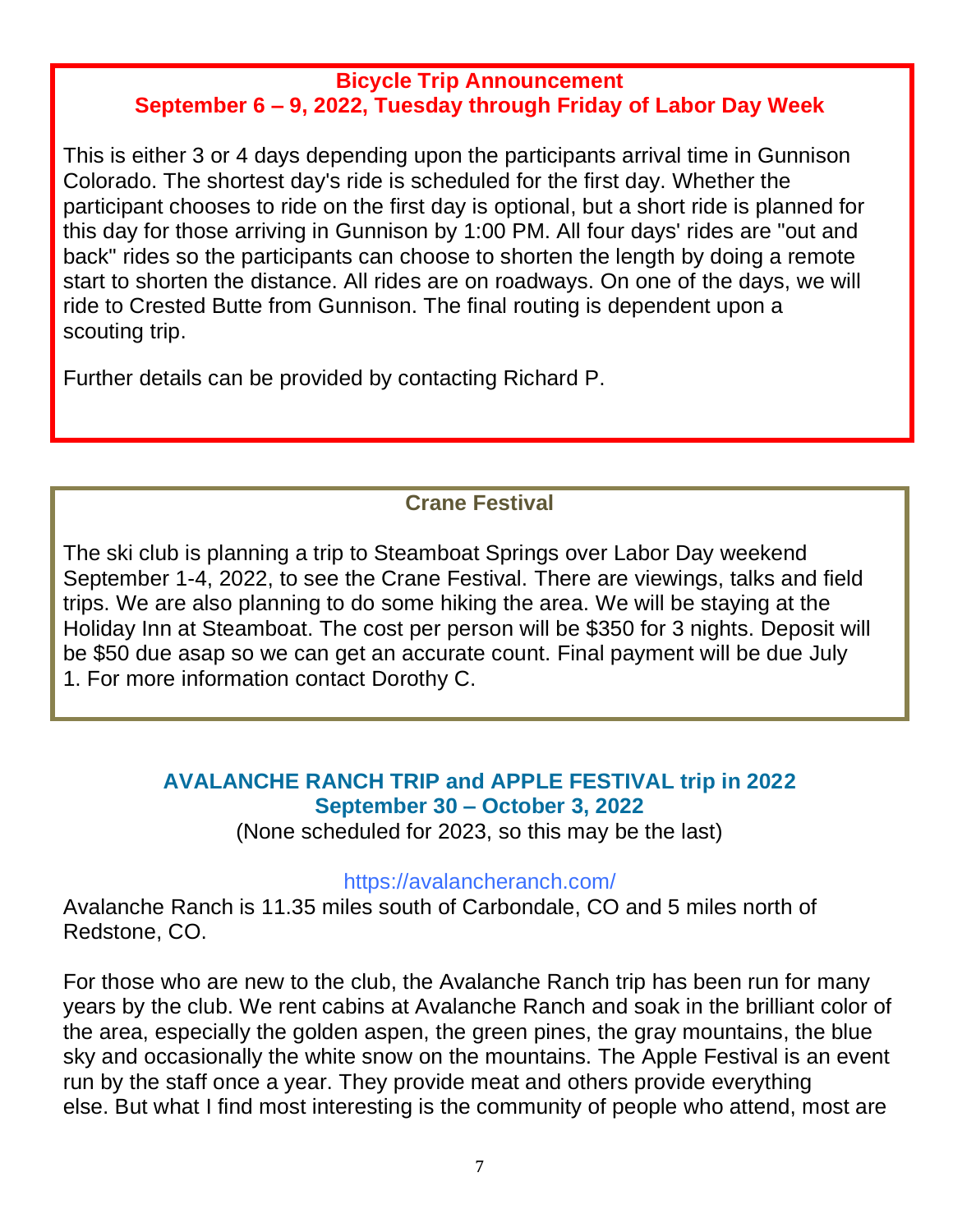## Bicycle Trip Announcement

### September 6 – 9, 2022, Tuesday through Friday of Labor Day Week

This is either 3 or 4 days depending upon the participants arrival time in Gunnison Colorado. The shortest day's ride is scheduled for the first day. Whether the participant chooses to ride on the first day is optional, but a short ride is planned for this day for those arriving in Gunnison by 1:00 PM. All four days' rides are "out and back" rides so the participants can choose to shorten the length by doing a remote start to shorten the distance. All rides are on roadways. On one of the days, we will ride to Crested Butte from Gunnison. The final routing is dependent upon a scouting trip.

Further details can be provided by contacting Richard P.

## Crane Festival

The ski club is planning a trip to Steamboat Springs over Labor Day weekend September 1-4, 2022, to see the Crane Festival. There are viewings, talks and field trips. We are also planning to do some hiking the area. We will be staying at the Holiday Inn at Steamboat. The cost per person will be $350 for 3 nights. Deposit will be $50 due asap so we can get an accurate count. Final payment will be due July 1. For more information contact Dorothy C.

## AVALANCHE RANCH TRIP and APPLE FESTIVAL trip in 2022

### September 30 – October 3, 2022

(None scheduled for 2023, so this may be the last)

https://avalancheranch.com/

Avalanche Ranch is 11.35 miles south of Carbondale, CO and 5 miles north of Redstone, CO.

For those who are new to the club, the Avalanche Ranch trip has been run for many years by the club. We rent cabins at Avalanche Ranch and soak in the brilliant color of the area, especially the golden aspen, the green pines, the gray mountains, the blue sky and occasionally the white snow on the mountains. The Apple Festival is an event run by the staff once a year. They provide meat and others provide everything else. But what I find most interesting is the community of people who attend, most are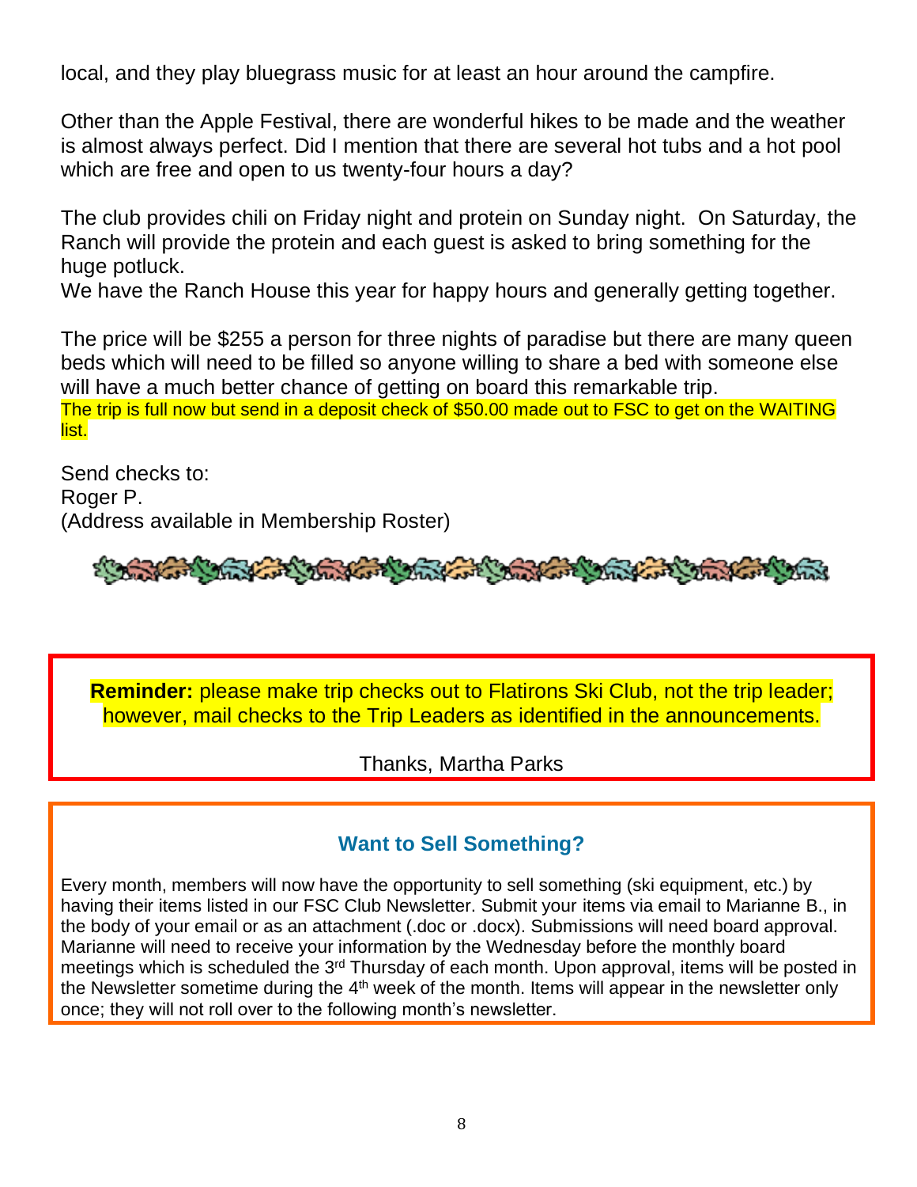local, and they play bluegrass music for at least an hour around the campfire.

Other than the Apple Festival, there are wonderful hikes to be made and the weather is almost always perfect. Did I mention that there are several hot tubs and a hot pool which are free and open to us twenty-four hours a day?

The club provides chili on Friday night and protein on Sunday night. On Saturday, the Ranch will provide the protein and each guest is asked to bring something for the huge potluck.
We have the Ranch House this year for happy hours and generally getting together.

The price will be $255 a person for three nights of paradise but there are many queen beds which will need to be filled so anyone willing to share a bed with someone else will have a much better chance of getting on board this remarkable trip.
The trip is full now but send in a deposit check of $50.00 made out to FSC to get on the WAITING list.

Send checks to:
Roger P.
(Address available in Membership Roster)

**Reminder:** please make trip checks out to Flatirons Ski Club, not the trip leader; however, mail checks to the Trip Leaders as identified in the announcements.

Thanks, Martha Parks

### Want to Sell Something?

Every month, members will now have the opportunity to sell something (ski equipment, etc.) by having their items listed in our FSC Club Newsletter. Submit your items via email to Marianne B., in the body of your email or as an attachment (.doc or .docx). Submissions will need board approval. Marianne will need to receive your information by the Wednesday before the monthly board meetings which is scheduled the 3rd Thursday of each month. Upon approval, items will be posted in the Newsletter sometime during the 4th week of the month. Items will appear in the newsletter only once; they will not roll over to the following month's newsletter.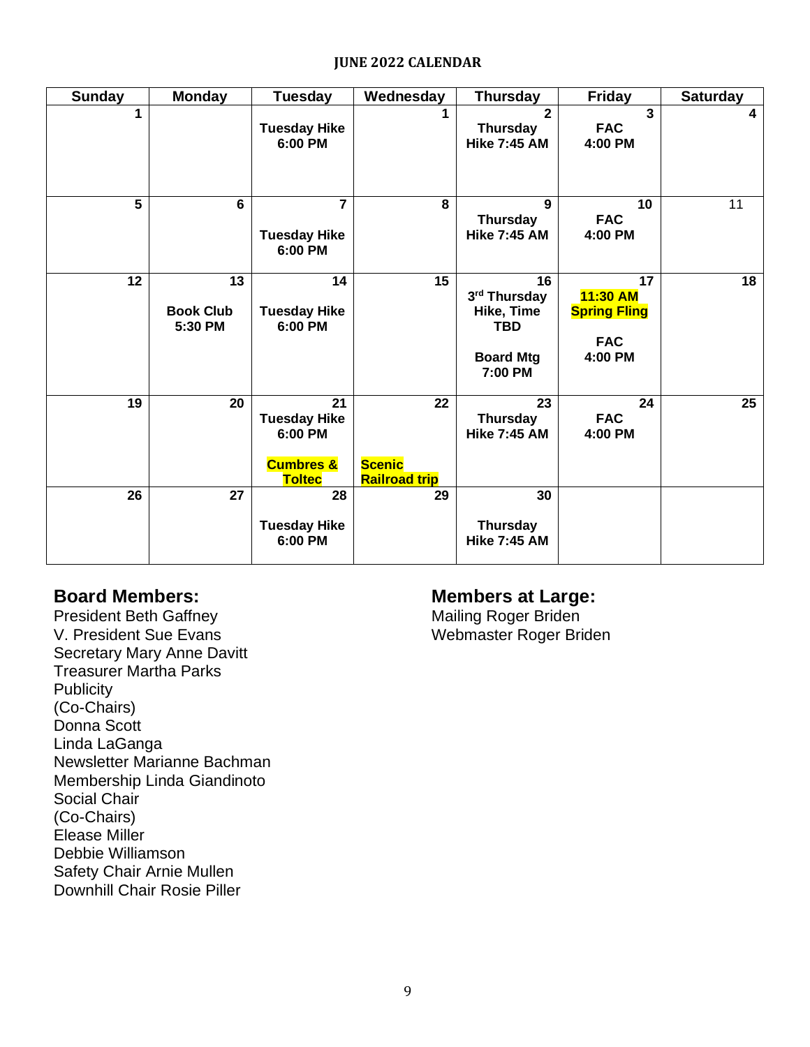# JUNE 2022 CALENDAR

| Sunday | Monday | Tuesday | Wednesday | Thursday | Friday | Saturday |
|---|---|---|---|---|---|---|
| 1 | | **Tuesday Hike 6:00 PM** | 1 | 2 **Thursday Hike 7:45 AM** | 3 **FAC 4:00 PM** | 4 |
| 5 | 6 | 7 **Tuesday Hike 6:00 PM** | 8 | 9 **Thursday Hike 7:45 AM** | 10 **FAC 4:00 PM** | 11 |
| 12 | 13 **Book Club 5:30 PM** | 14 **Tuesday Hike 6:00 PM** | 15 | 16 **3rd Thursday Hike, Time TBD** **Board Mtg 7:00 PM** | 17 **11:30 AM Spring Fling** **FAC 4:00 PM** | 18 |
| 19 | 20 | 21 **Tuesday Hike 6:00 PM** **Cumbres & Toltec** | 22 **Scenic Railroad trip** | 23 **Thursday Hike 7:45 AM** | 24 **FAC 4:00 PM** | 25 |
| 26 | 27 | 28 **Tuesday Hike 6:00 PM** | 29 | 30 **Thursday Hike 7:45 AM** | | |

## Board Members:

President Beth Gaffney
V. President Sue Evans
Secretary Mary Anne Davitt
Treasurer Martha Parks
Publicity
(Co-Chairs)
Donna Scott
Linda LaGanga
Newsletter Marianne Bachman
Membership Linda Giandinoto
Social Chair
(Co-Chairs)
Elease Miller
Debbie Williamson
Safety Chair Arnie Mullen
Downhill Chair Rosie Piller

## Members at Large:

Mailing Roger Briden
Webmaster Roger Briden